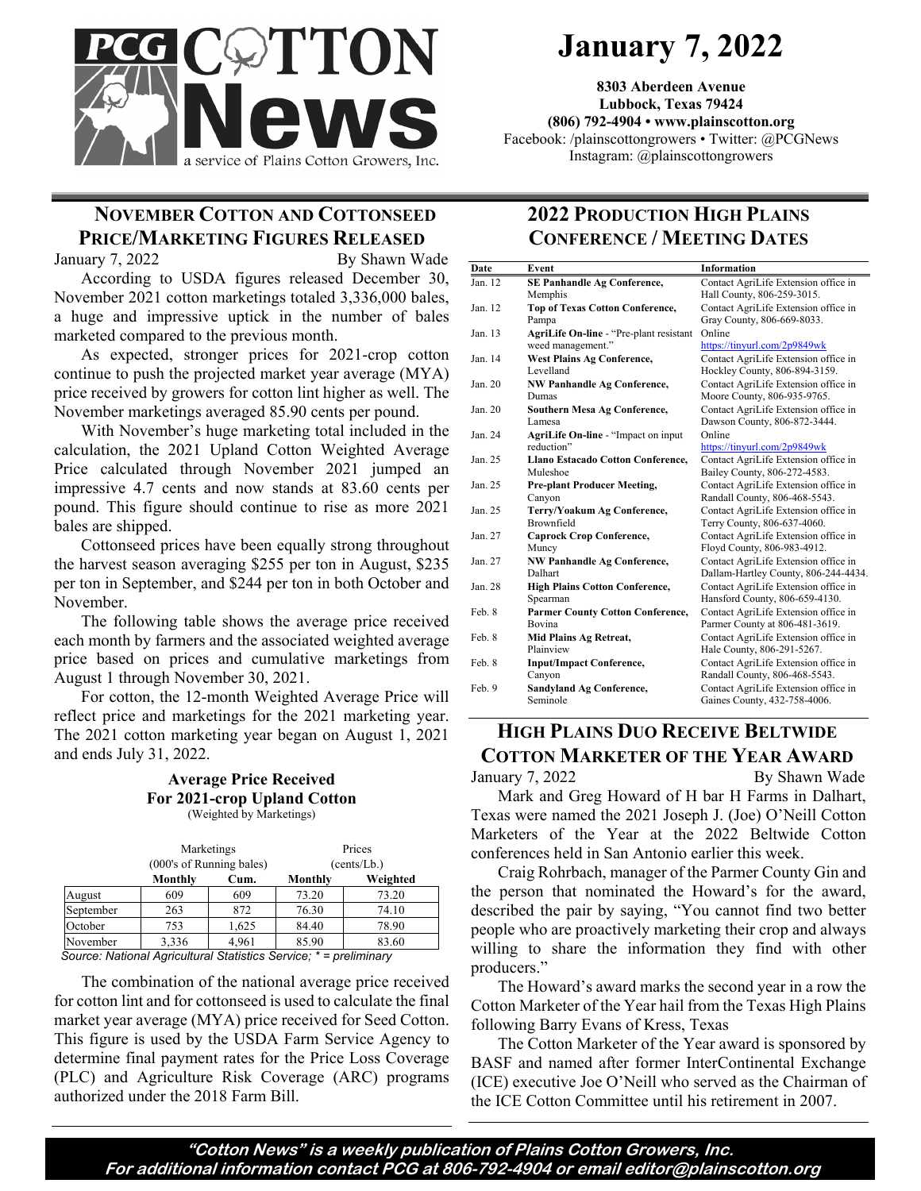# PCG Cotton News

a service of Plains Cotton Growers, Inc.

# January 7, 2022

**8303 Aberdeen Avenue**
**Lubbock, Texas 79424**
**(806) 792-4904 • www.plainscotton.org**
Facebook: /plainscottongrowers • Twitter: @PCGNews
Instagram: @plainscottongrowers

## November Cotton and Cottonseed Price/Marketing Figures Released

January 7, 2022 By Shawn Wade

According to USDA figures released December 30, November 2021 cotton marketings totaled 3,336,000 bales, a huge and impressive uptick in the number of bales marketed compared to the previous month.

As expected, stronger prices for 2021-crop cotton continue to push the projected market year average (MYA) price received by growers for cotton lint higher as well. The November marketings averaged 85.90 cents per pound.

With November's huge marketing total included in the calculation, the 2021 Upland Cotton Weighted Average Price calculated through November 2021 jumped an impressive 4.7 cents and now stands at 83.60 cents per pound. This figure should continue to rise as more 2021 bales are shipped.

Cottonseed prices have been equally strong throughout the harvest season averaging $255 per ton in August, $235 per ton in September, and $244 per ton in both October and November.

The following table shows the average price received each month by farmers and the associated weighted average price based on prices and cumulative marketings from August 1 through November 30, 2021.

For cotton, the 12-month Weighted Average Price will reflect price and marketings for the 2021 marketing year. The 2021 cotton marketing year began on August 1, 2021 and ends July 31, 2022.

**Average Price Received For 2021-crop Upland Cotton**
(Weighted by Marketings)

| | Marketings (000's of Running bales) | | Prices (cents/Lb.) | |
|---|---|---|---|---|
| | **Monthly** | **Cum.** | **Monthly** | **Weighted** |
| August | 609 | 609 | 73.20 | 73.20 |
| September | 263 | 872 | 76.30 | 74.10 |
| October | 753 | 1,625 | 84.40 | 78.90 |
| November | 3,336 | 4,961 | 85.90 | 83.60 |

*Source: National Agricultural Statistics Service; * = preliminary*

The combination of the national average price received for cotton lint and for cottonseed is used to calculate the final market year average (MYA) price received for Seed Cotton. This figure is used by the USDA Farm Service Agency to determine final payment rates for the Price Loss Coverage (PLC) and Agriculture Risk Coverage (ARC) programs authorized under the 2018 Farm Bill.

## 2022 Production High Plains Conference / Meeting Dates

| Date | Event | Information |
|---|---|---|
| Jan. 12 | **SE Panhandle Ag Conference,** Memphis | Contact AgriLife Extension office in Hall County, 806-259-3015. |
| Jan. 12 | **Top of Texas Cotton Conference,** Pampa | Contact AgriLife Extension office in Gray County, 806-669-8033. |
| Jan. 13 | **AgriLife On-line** - "Pre-plant resistant weed management." | Online https://tinyurl.com/2p9849wk |
| Jan. 14 | **West Plains Ag Conference,** Levelland | Contact AgriLife Extension office in Hockley County, 806-894-3159. |
| Jan. 20 | **NW Panhandle Ag Conference,** Dumas | Contact AgriLife Extension office in Moore County, 806-935-9765. |
| Jan. 20 | **Southern Mesa Ag Conference,** Lamesa | Contact AgriLife Extension office in Dawson County, 806-872-3444. |
| Jan. 24 | **AgriLife On-line** - "Impact on input reduction" | Online https://tinyurl.com/2p9849wk |
| Jan. 25 | **Llano Estacado Cotton Conference,** Muleshoe | Contact AgriLife Extension office in Bailey County, 806-272-4583. |
| Jan. 25 | **Pre-plant Producer Meeting,** Canyon | Contact AgriLife Extension office in Randall County, 806-468-5543. |
| Jan. 25 | **Terry/Yoakum Ag Conference,** Brownfield | Contact AgriLife Extension office in Terry County, 806-637-4060. |
| Jan. 27 | **Caprock Crop Conference,** Muncy | Contact AgriLife Extension office in Floyd County, 806-983-4912. |
| Jan. 27 | **NW Panhandle Ag Conference,** Dalhart | Contact AgriLife Extension office in Dallam-Hartley County, 806-244-4434. |
| Jan. 28 | **High Plains Cotton Conference,** Spearman | Contact AgriLife Extension office in Hansford County, 806-659-4130. |
| Feb. 8 | **Parmer County Cotton Conference,** Bovina | Contact AgriLife Extension office in Parmer County at 806-481-3619. |
| Feb. 8 | **Mid Plains Ag Retreat,** Plainview | Contact AgriLife Extension office in Hale County, 806-291-5267. |
| Feb. 8 | **Input/Impact Conference,** Canyon | Contact AgriLife Extension office in Randall County, 806-468-5543. |
| Feb. 9 | **Sandyland Ag Conference,** Seminole | Contact AgriLife Extension office in Gaines County, 432-758-4006. |

## High Plains Duo Receive Beltwide Cotton Marketer of the Year Award

January 7, 2022 By Shawn Wade

Mark and Greg Howard of H bar H Farms in Dalhart, Texas were named the 2021 Joseph J. (Joe) O'Neill Cotton Marketers of the Year at the 2022 Beltwide Cotton conferences held in San Antonio earlier this week.

Craig Rohrbach, manager of the Parmer County Gin and the person that nominated the Howard's for the award, described the pair by saying, "You cannot find two better people who are proactively marketing their crop and always willing to share the information they find with other producers."

The Howard's award marks the second year in a row the Cotton Marketer of the Year hail from the Texas High Plains following Barry Evans of Kress, Texas

The Cotton Marketer of the Year award is sponsored by BASF and named after former InterContinental Exchange (ICE) executive Joe O'Neill who served as the Chairman of the ICE Cotton Committee until his retirement in 2007.

***"Cotton News" is a weekly publication of Plains Cotton Growers, Inc.***
***For additional information contact PCG at 806-792-4904 or email editor@plainscotton.org***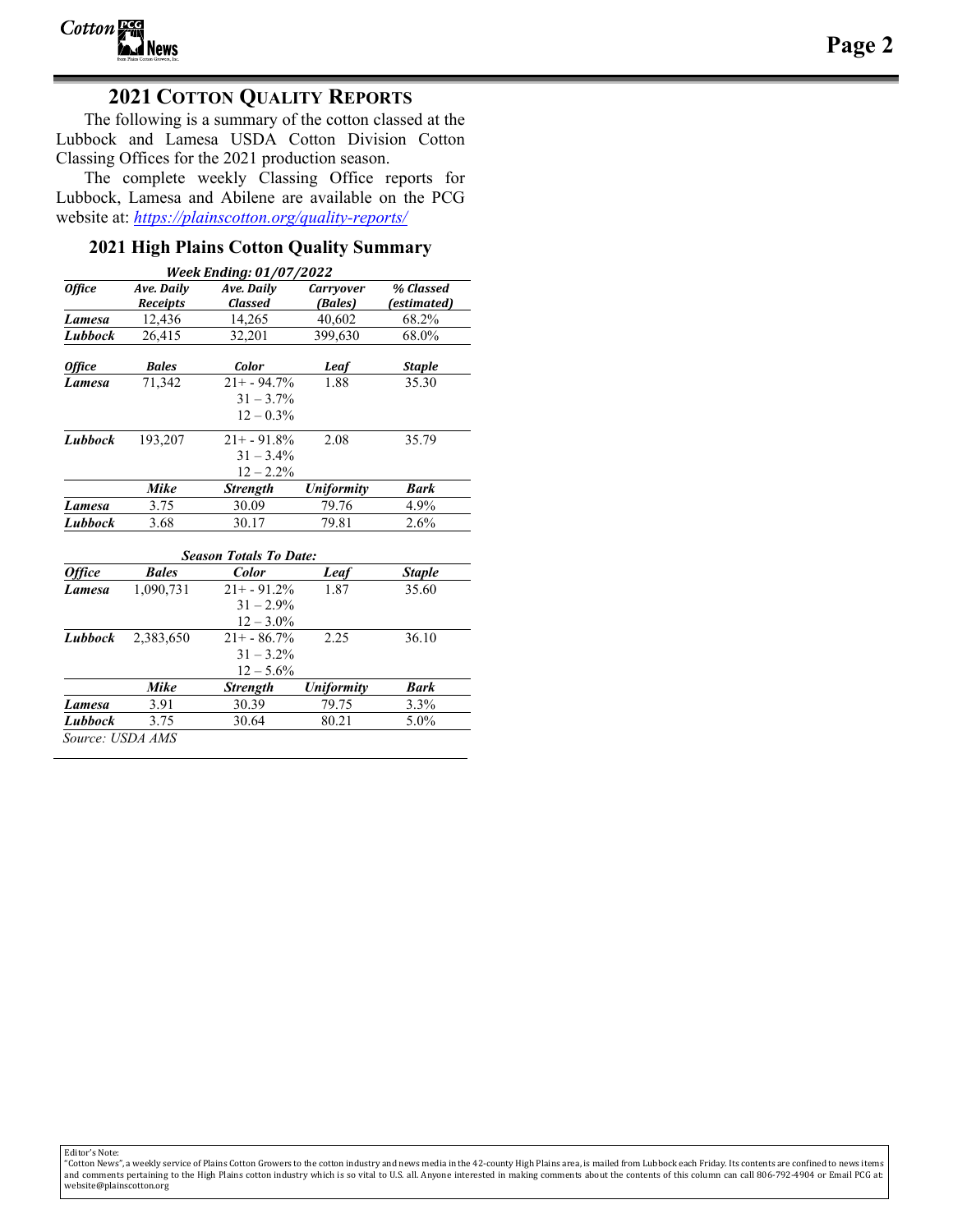## 2021 Cotton Quality Reports

The following is a summary of the cotton classed at the Lubbock and Lamesa USDA Cotton Division Cotton Classing Offices for the 2021 production season.

The complete weekly Classing Office reports for Lubbock, Lamesa and Abilene are available on the PCG website at: *https://plainscotton.org/quality-reports/*

### 2021 High Plains Cotton Quality Summary

*Week Ending: 01/07/2022*

| *Office* | *Ave. Daily Receipts* | *Ave. Daily Classed* | *Carryover (Bales)* | *% Classed (estimated)* |
|---|---|---|---|---|
| ***Lamesa*** | 12,436 | 14,265 | 40,602 | 68.2% |
| ***Lubbock*** | 26,415 | 32,201 | 399,630 | 68.0% |

| *Office* | *Bales* | *Color* | *Leaf* | *Staple* |
|---|---|---|---|---|
| ***Lamesa*** | 71,342 | 21+ - 94.7%<br>31 – 3.7%<br>12 – 0.3% | 1.88 | 35.30 |
| ***Lubbock*** | 193,207 | 21+ - 91.8%<br>31 – 3.4%<br>12 – 2.2% | 2.08 | 35.79 |
| | ***Mike*** | ***Strength*** | ***Uniformity*** | ***Bark*** |
| ***Lamesa*** | 3.75 | 30.09 | 79.76 | 4.9% |
| ***Lubbock*** | 3.68 | 30.17 | 79.81 | 2.6% |

*Season Totals To Date:*

| *Office* | *Bales* | *Color* | *Leaf* | *Staple* |
|---|---|---|---|---|
| ***Lamesa*** | 1,090,731 | 21+ - 91.2%<br>31 – 2.9%<br>12 – 3.0% | 1.87 | 35.60 |
| ***Lubbock*** | 2,383,650 | 21+ - 86.7%<br>31 – 3.2%<br>12 – 5.6% | 2.25 | 36.10 |
| | ***Mike*** | ***Strength*** | ***Uniformity*** | ***Bark*** |
| ***Lamesa*** | 3.91 | 30.39 | 79.75 | 3.3% |
| ***Lubbock*** | 3.75 | 30.64 | 80.21 | 5.0% |

*Source: USDA AMS*

Editor's Note:
"Cotton News", a weekly service of Plains Cotton Growers to the cotton industry and news media in the 42-county High Plains area, is mailed from Lubbock each Friday. Its contents are confined to news items and comments pertaining to the High Plains cotton industry which is so vital to U.S. all. Anyone interested in making comments about the contents of this column can call 806-792-4904 or Email PCG at: website@plainscotton.org